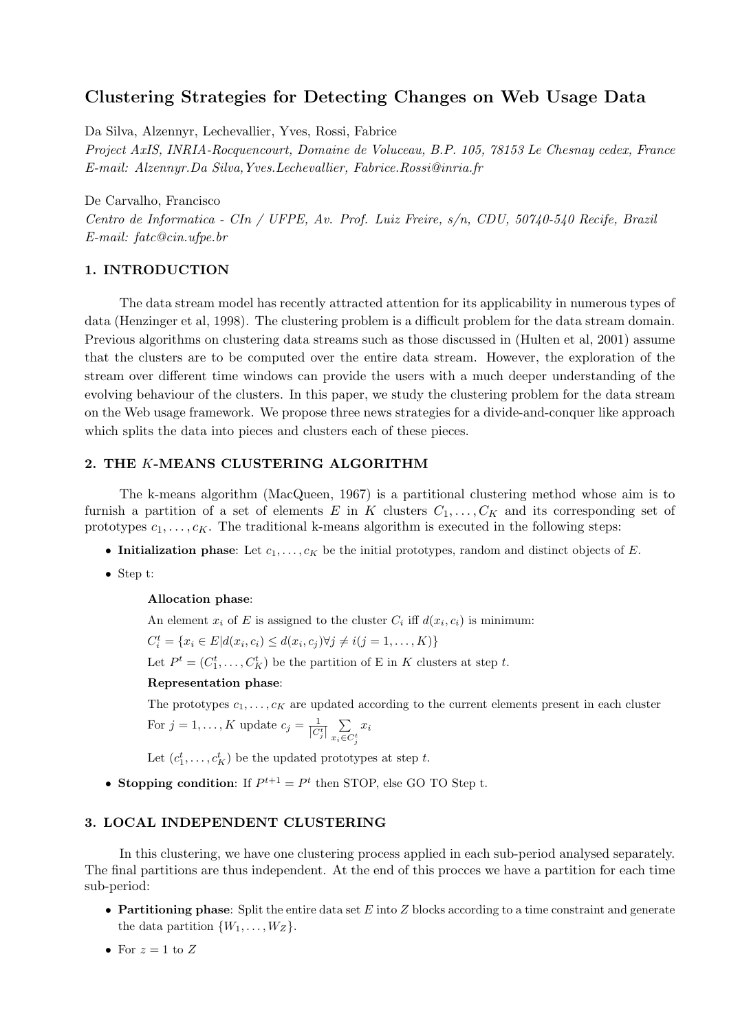# Clustering Strategies for Detecting Changes on Web Usage Data

Da Silva, Alzennyr, Lechevallier, Yves, Rossi, Fabrice

*Project AxIS, INRIA-Rocquencourt, Domaine de Voluceau, B.P. 105, 78153 Le Chesnay cedex, France*
*E-mail: Alzennyr.Da Silva,Yves.Lechevallier, Fabrice.Rossi@inria.fr*

De Carvalho, Francisco

*Centro de Informatica - CIn / UFPE, Av. Prof. Luiz Freire, s/n, CDU, 50740-540 Recife, Brazil*
*E-mail: fatc@cin.ufpe.br*

## 1. INTRODUCTION

The data stream model has recently attracted attention for its applicability in numerous types of data (Henzinger et al, 1998). The clustering problem is a difficult problem for the data stream domain. Previous algorithms on clustering data streams such as those discussed in (Hulten et al, 2001) assume that the clusters are to be computed over the entire data stream. However, the exploration of the stream over different time windows can provide the users with a much deeper understanding of the evolving behaviour of the clusters. In this paper, we study the clustering problem for the data stream on the Web usage framework. We propose three news strategies for a divide-and-conquer like approach which splits the data into pieces and clusters each of these pieces.

## 2. THE $K$-MEANS CLUSTERING ALGORITHM

The k-means algorithm (MacQueen, 1967) is a partitional clustering method whose aim is to furnish a partition of a set of elements $E$ in $K$ clusters $C_1, \ldots, C_K$ and its corresponding set of prototypes $c_1, \ldots, c_K$. The traditional k-means algorithm is executed in the following steps:

- **Initialization phase**: Let $c_1, \ldots, c_K$ be the initial prototypes, random and distinct objects of $E$.
- Step t:

  **Allocation phase**:

  An element $x_i$ of $E$ is assigned to the cluster $C_i$ iff $d(x_i, c_i)$ is minimum:

  $C_i^t = \{x_i \in E | d(x_i, c_i) \leq d(x_i, c_j) \forall j \neq i (j = 1, \ldots, K)\}$

  Let $P^t = (C_1^t, \ldots, C_K^t)$ be the partition of E in $K$ clusters at step $t$.

  **Representation phase**:

  The prototypes $c_1, \ldots, c_K$ are updated according to the current elements present in each cluster

  For $j = 1, \ldots, K$ update $c_j = \frac{1}{|C_j^t|} \sum_{x_i \in C_j^t} x_i$

  Let $(c_1^t, \ldots, c_K^t)$ be the updated prototypes at step $t$.

- **Stopping condition**: If $P^{t+1} = P^t$ then STOP, else GO TO Step t.

## 3. LOCAL INDEPENDENT CLUSTERING

In this clustering, we have one clustering process applied in each sub-period analysed separately. The final partitions are thus independent. At the end of this procces we have a partition for each time sub-period:

- **Partitioning phase**: Split the entire data set $E$ into $Z$ blocks according to a time constraint and generate the data partition $\{W_1, \ldots, W_Z\}$.
- For $z = 1$ to $Z$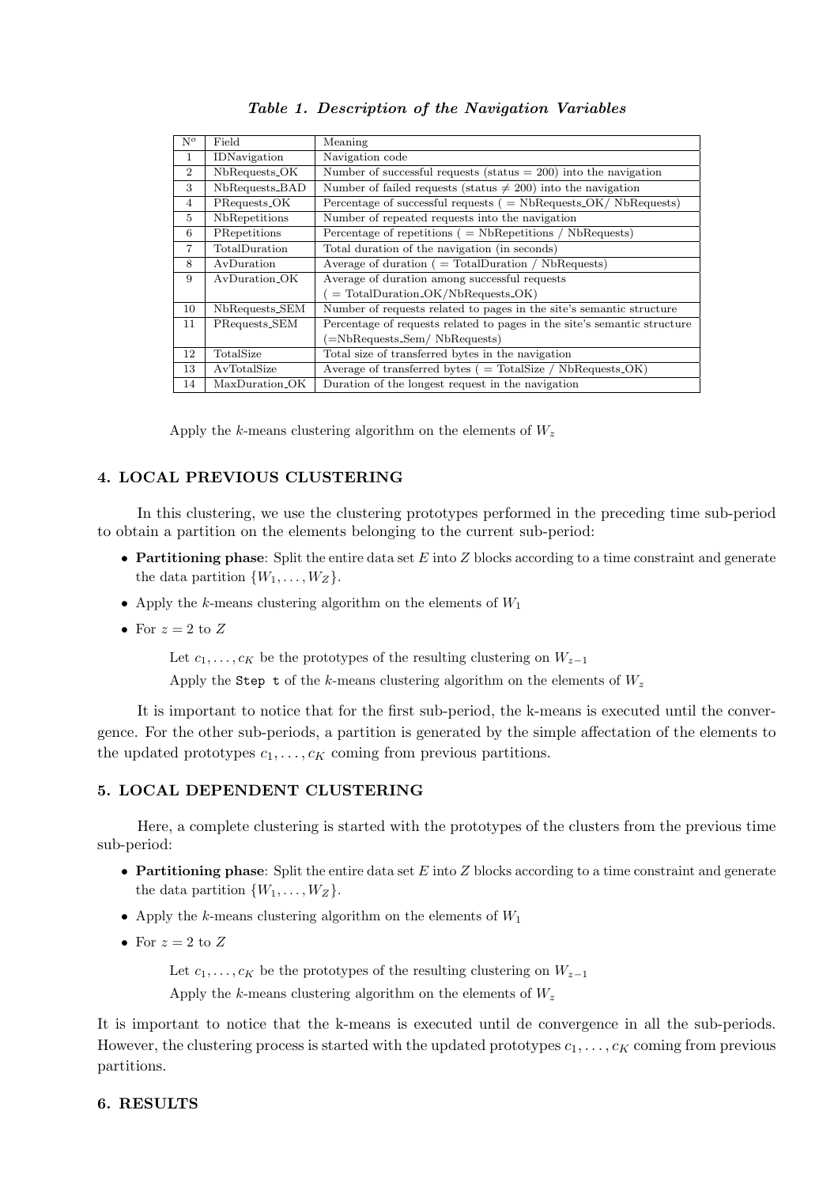*Table 1. Description of the Navigation Variables*

| N$^o$ | Field | Meaning |
|---|---|---|
| 1 | IDNavigation | Navigation code |
| 2 | NbRequests_OK | Number of successful requests (status = 200) into the navigation |
| 3 | NbRequests_BAD | Number of failed requests (status $\neq$ 200) into the navigation |
| 4 | PRequests_OK | Percentage of successful requests ( = NbRequests_OK/ NbRequests) |
| 5 | NbRepetitions | Number of repeated requests into the navigation |
| 6 | PRepetitions | Percentage of repetitions ( = NbRepetitions / NbRequests) |
| 7 | TotalDuration | Total duration of the navigation (in seconds) |
| 8 | AvDuration | Average of duration ( = TotalDuration / NbRequests) |
| 9 | AvDuration_OK | Average of duration among successful requests ( = TotalDuration_OK/NbRequests_OK) |
| 10 | NbRequests_SEM | Number of requests related to pages in the site's semantic structure |
| 11 | PRequests_SEM | Percentage of requests related to pages in the site's semantic structure (=NbRequests_Sem/ NbRequests) |
| 12 | TotalSize | Total size of transferred bytes in the navigation |
| 13 | AvTotalSize | Average of transferred bytes ( = TotalSize / NbRequests_OK) |
| 14 | MaxDuration_OK | Duration of the longest request in the navigation |

Apply the $k$-means clustering algorithm on the elements of $W_z$

## 4. LOCAL PREVIOUS CLUSTERING

In this clustering, we use the clustering prototypes performed in the preceding time sub-period to obtain a partition on the elements belonging to the current sub-period:

- **Partitioning phase**: Split the entire data set $E$ into $Z$ blocks according to a time constraint and generate the data partition $\{W_1, \ldots, W_Z\}$.
- Apply the $k$-means clustering algorithm on the elements of $W_1$
- For $z = 2$ to $Z$

  Let $c_1, \ldots, c_K$ be the prototypes of the resulting clustering on $W_{z-1}$

  Apply the `Step t` of the $k$-means clustering algorithm on the elements of $W_z$

It is important to notice that for the first sub-period, the k-means is executed until the convergence. For the other sub-periods, a partition is generated by the simple affectation of the elements to the updated prototypes $c_1, \ldots, c_K$ coming from previous partitions.

## 5. LOCAL DEPENDENT CLUSTERING

Here, a complete clustering is started with the prototypes of the clusters from the previous time sub-period:

- **Partitioning phase**: Split the entire data set $E$ into $Z$ blocks according to a time constraint and generate the data partition $\{W_1, \ldots, W_Z\}$.
- Apply the $k$-means clustering algorithm on the elements of $W_1$
- For $z = 2$ to $Z$

  Let $c_1, \ldots, c_K$ be the prototypes of the resulting clustering on $W_{z-1}$

  Apply the $k$-means clustering algorithm on the elements of $W_z$

It is important to notice that the k-means is executed until de convergence in all the sub-periods. However, the clustering process is started with the updated prototypes $c_1, \ldots, c_K$ coming from previous partitions.

## 6. RESULTS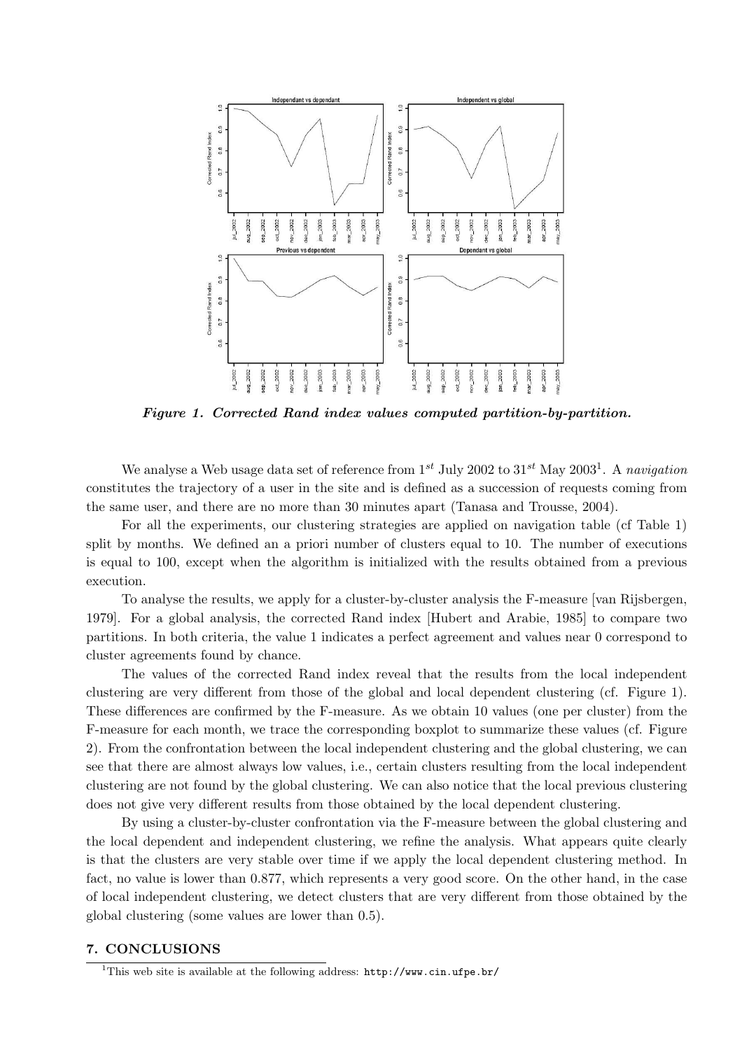*Figure 1. Corrected Rand index values computed partition-by-partition.*

We analyse a Web usage data set of reference from $1^{st}$ July 2002 to $31^{st}$ May 2003[1]. A *navigation* constitutes the trajectory of a user in the site and is defined as a succession of requests coming from the same user, and there are no more than 30 minutes apart (Tanasa and Trousse, 2004).

For all the experiments, our clustering strategies are applied on navigation table (cf Table 1) split by months. We defined an a priori number of clusters equal to 10. The number of executions is equal to 100, except when the algorithm is initialized with the results obtained from a previous execution.

To analyse the results, we apply for a cluster-by-cluster analysis the F-measure [van Rijsbergen, 1979]. For a global analysis, the corrected Rand index [Hubert and Arabie, 1985] to compare two partitions. In both criteria, the value 1 indicates a perfect agreement and values near 0 correspond to cluster agreements found by chance.

The values of the corrected Rand index reveal that the results from the local independent clustering are very different from those of the global and local dependent clustering (cf. Figure 1). These differences are confirmed by the F-measure. As we obtain 10 values (one per cluster) from the F-measure for each month, we trace the corresponding boxplot to summarize these values (cf. Figure 2). From the confrontation between the local independent clustering and the global clustering, we can see that there are almost always low values, i.e., certain clusters resulting from the local independent clustering are not found by the global clustering. We can also notice that the local previous clustering does not give very different results from those obtained by the local dependent clustering.

By using a cluster-by-cluster confrontation via the F-measure between the global clustering and the local dependent and independent clustering, we refine the analysis. What appears quite clearly is that the clusters are very stable over time if we apply the local dependent clustering method. In fact, no value is lower than 0.877, which represents a very good score. On the other hand, in the case of local independent clustering, we detect clusters that are very different from those obtained by the global clustering (some values are lower than 0.5).

## 7. CONCLUSIONS

[1]This web site is available at the following address: http://www.cin.ufpe.br/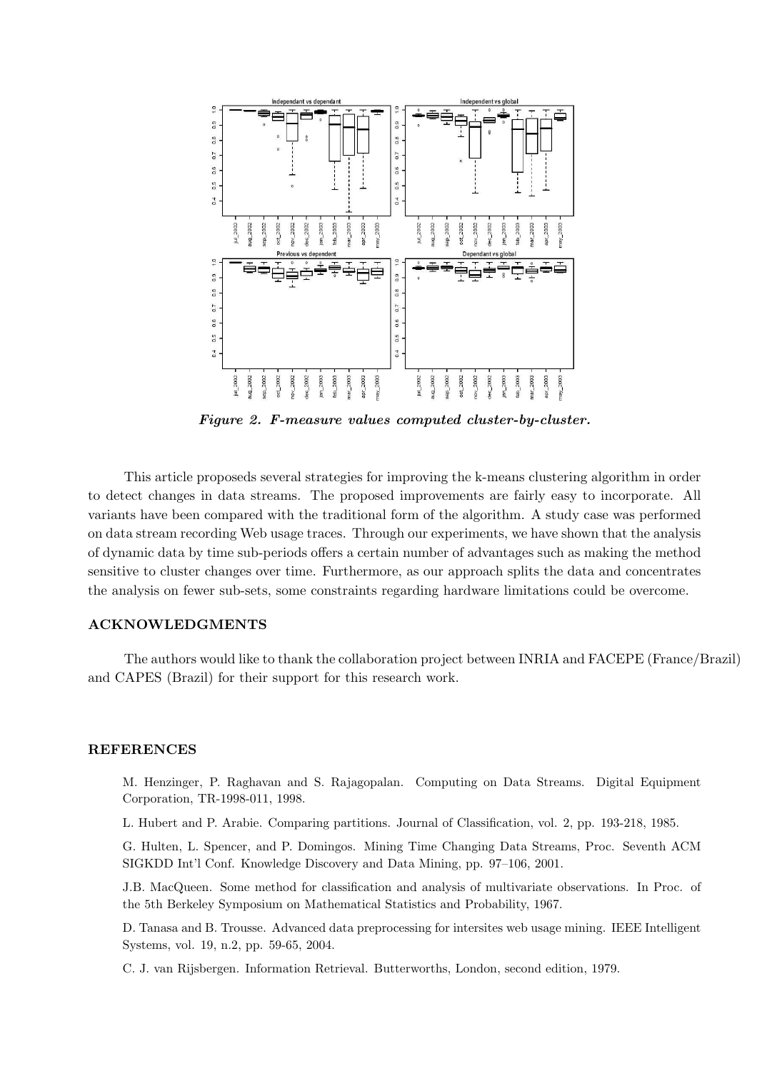Independant vs dependant

1.0 0.9 0.8 0.7 0.6 0.5 0.4

jul_2002 aug_2002 sep_2002 oct_2002 nov_2002 dec_2002 jan_2003 feb_2003 mar_2003 apr_2003 may_2003

Independent vs global

1.0 0.9 0.8 0.7 0.6 0.5 0.4

jul_2002 aug_2002 sep_2002 oct_2002 nov_2002 dec_2002 jan_2003 feb_2003 mar_2003 apr_2003 may_2003

Previous vs dependent

1.0 0.9 0.8 0.7 0.6 0.5 0.4

jul_2002 aug_2002 sep_2002 oct_2002 nov_2002 dec_2002 jan_2003 feb_2003 mar_2003 apr_2003 may_2003

Dependant vs global

1.0 0.9 0.8 0.7 0.6 0.5 0.4

jul_2002 aug_2002 sep_2002 oct_2002 nov_2002 dec_2002 jan_2003 feb_2003 mar_2003 apr_2003 may_2003

***Figure 2. F-measure values computed cluster-by-cluster.***

This article proposeds several strategies for improving the k-means clustering algorithm in order to detect changes in data streams. The proposed improvements are fairly easy to incorporate. All variants have been compared with the traditional form of the algorithm. A study case was performed on data stream recording Web usage traces. Through our experiments, we have shown that the analysis of dynamic data by time sub-periods offers a certain number of advantages such as making the method sensitive to cluster changes over time. Furthermore, as our approach splits the data and concentrates the analysis on fewer sub-sets, some constraints regarding hardware limitations could be overcome.

## ACKNOWLEDGMENTS

The authors would like to thank the collaboration project between INRIA and FACEPE (France/Brazil) and CAPES (Brazil) for their support for this research work.

## REFERENCES

M. Henzinger, P. Raghavan and S. Rajagopalan. Computing on Data Streams. Digital Equipment Corporation, TR-1998-011, 1998.

L. Hubert and P. Arabie. Comparing partitions. Journal of Classification, vol. 2, pp. 193-218, 1985.

G. Hulten, L. Spencer, and P. Domingos. Mining Time Changing Data Streams, Proc. Seventh ACM SIGKDD Int'l Conf. Knowledge Discovery and Data Mining, pp. 97–106, 2001.

J.B. MacQueen. Some method for classification and analysis of multivariate observations. In Proc. of the 5th Berkeley Symposium on Mathematical Statistics and Probability, 1967.

D. Tanasa and B. Trousse. Advanced data preprocessing for intersites web usage mining. IEEE Intelligent Systems, vol. 19, n.2, pp. 59-65, 2004.

C. J. van Rijsbergen. Information Retrieval. Butterworths, London, second edition, 1979.